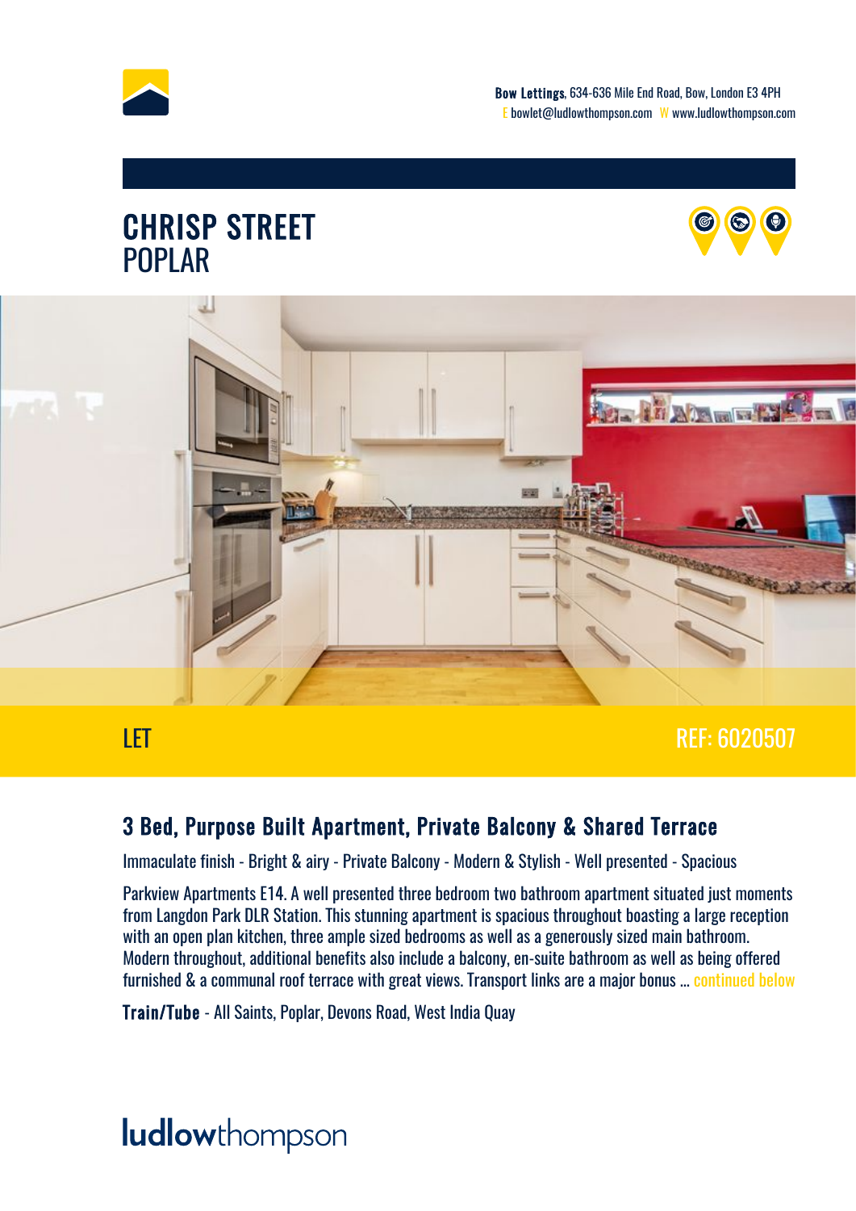**Bow Lettings**, 634-636 Mile End Road, Bow, London E3 4PH
E bowlet@ludlowthompson.com W www.ludlowthompson.com

# CHRISP STREET
POPLAR

LET

REF: 6020507

## 3 Bed, Purpose Built Apartment, Private Balcony & Shared Terrace

Immaculate finish - Bright & airy - Private Balcony - Modern & Stylish - Well presented - Spacious

Parkview Apartments E14. A well presented three bedroom two bathroom apartment situated just moments from Langdon Park DLR Station. This stunning apartment is spacious throughout boasting a large reception with an open plan kitchen, three ample sized bedrooms as well as a generously sized main bathroom. Modern throughout, additional benefits also include a balcony, en-suite bathroom as well as being offered furnished & a communal roof terrace with great views. Transport links are a major bonus ... continued below

**Train/Tube** - All Saints, Poplar, Devons Road, West India Quay

ludlowthompson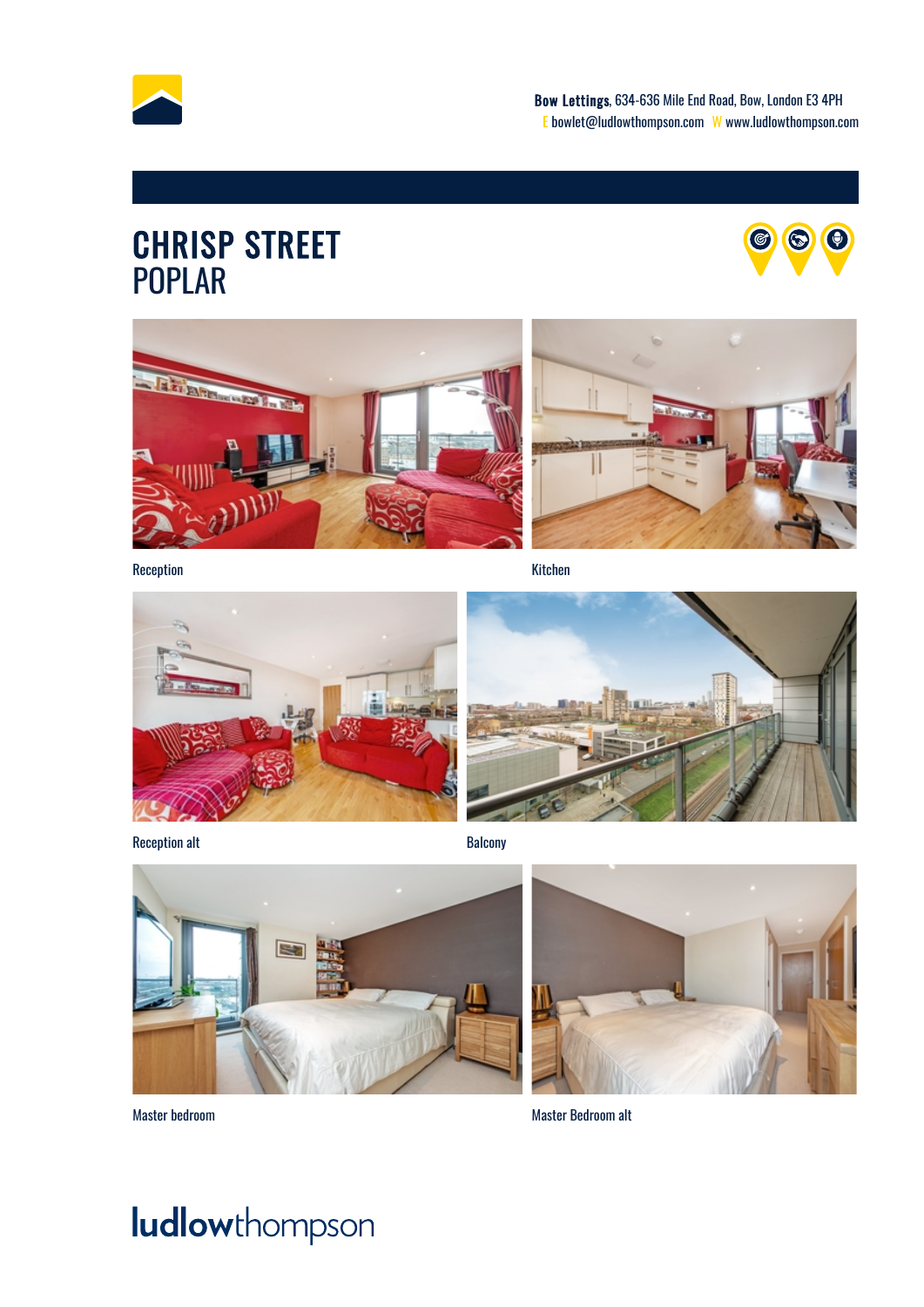**Bow Lettings**, 634-636 Mile End Road, Bow, London E3 4PH
E bowlet@ludlowthompson.com W www.ludlowthompson.com

# CHRISP STREET
## POPLAR

Reception

Kitchen

Reception alt

Balcony

Master bedroom

Master Bedroom alt

ludlowthompson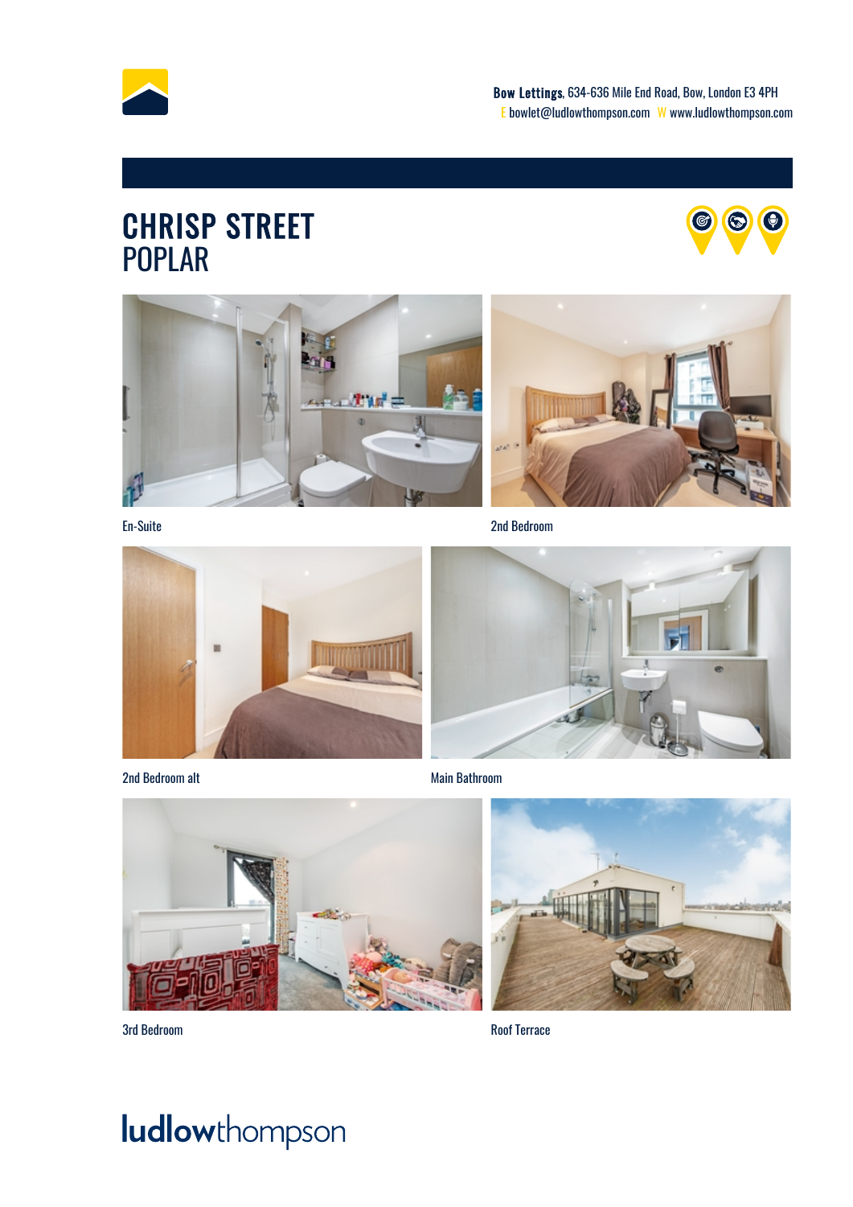**Bow Lettings**, 634-636 Mile End Road, Bow, London E3 4PH
E bowlet@ludlowthompson.com W www.ludlowthompson.com

# CHRISP STREET
## POPLAR

En-Suite

2nd Bedroom

2nd Bedroom alt

Main Bathroom

3rd Bedroom

Roof Terrace

**ludlow**thompson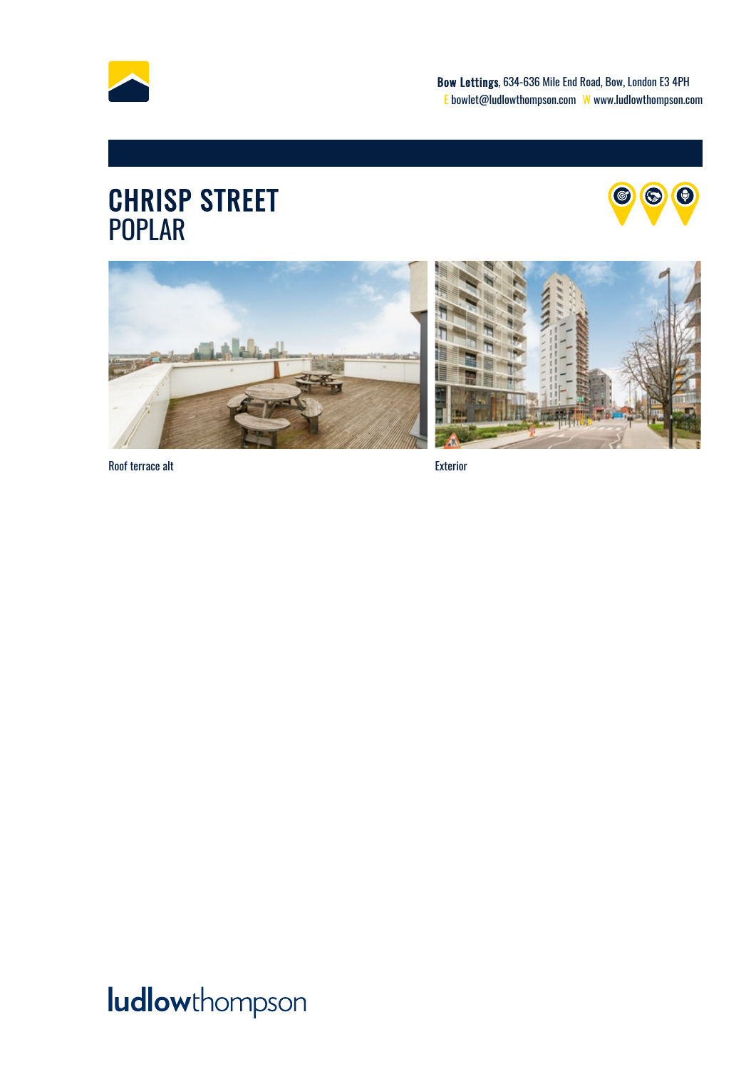**Bow Lettings**, 634-636 Mile End Road, Bow, London E3 4PH
E bowlet@ludlowthompson.com W www.ludlowthompson.com

# CHRISP STREET
## POPLAR

Roof terrace alt

Exterior

ludlowthompson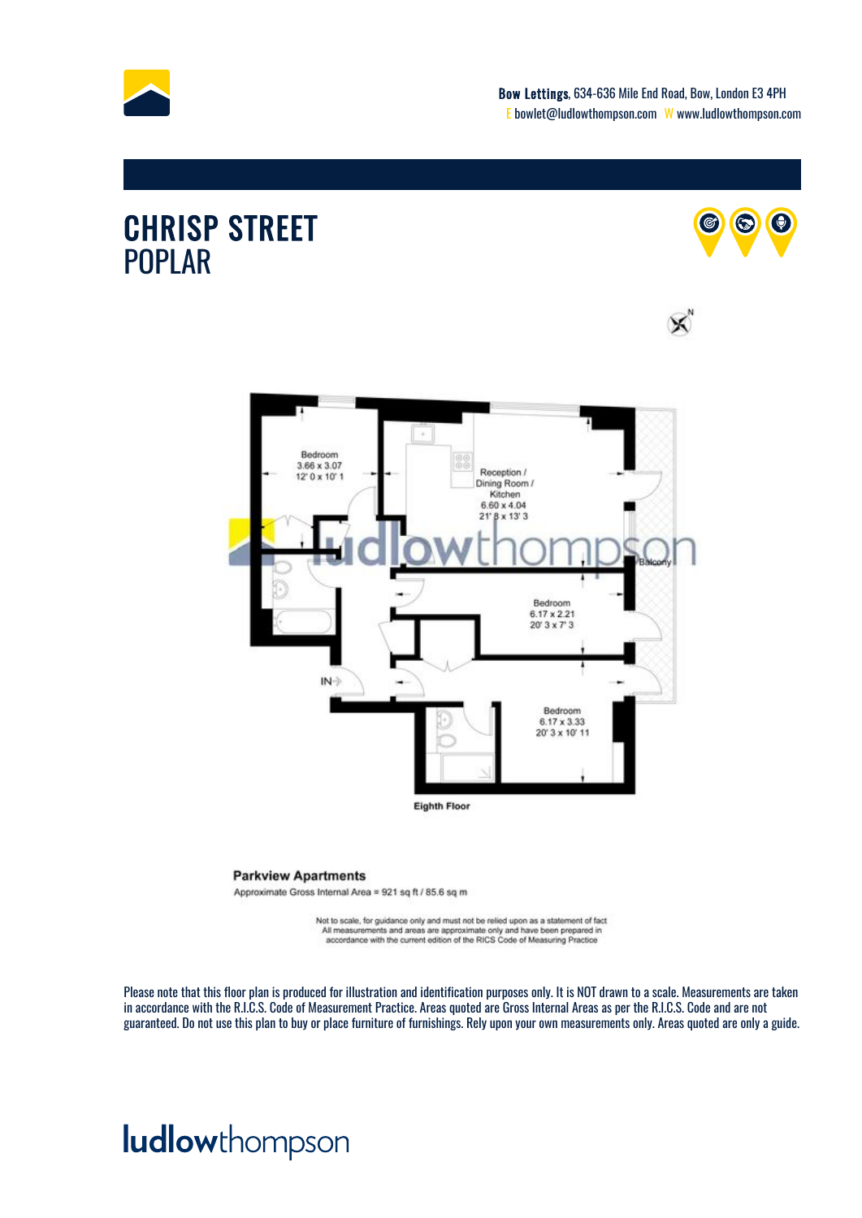Bow Lettings, 634-636 Mile End Road, Bow, London E3 4PH
E bowlet@ludlowthompson.com W www.ludlowthompson.com

# CHRISP STREET
## POPLAR

Bedroom
3.66 x 3.07
12' 0 x 10' 1

Reception / Dining Room / Kitchen
6.60 x 4.04
21' 8 x 13' 3

Balcony

Bedroom
6.17 x 2.21
20' 3 x 7' 3

IN

Bedroom
6.17 x 3.33
20' 3 x 10' 11

Eighth Floor

**Parkview Apartments**

Approximate Gross Internal Area = 921 sq ft / 85.6 sq m

Not to scale, for guidance only and must not be relied upon as a statement of fact
All measurements and areas are approximate only and have been prepared in accordance with the current edition of the RICS Code of Measuring Practice

Please note that this floor plan is produced for illustration and identification purposes only. It is NOT drawn to a scale. Measurements are taken in accordance with the R.I.C.S. Code of Measurement Practice. Areas quoted are Gross Internal Areas as per the R.I.C.S. Code and are not guaranteed. Do not use this plan to buy or place furniture of furnishings. Rely upon your own measurements only. Areas quoted are only a guide.

ludlowthompson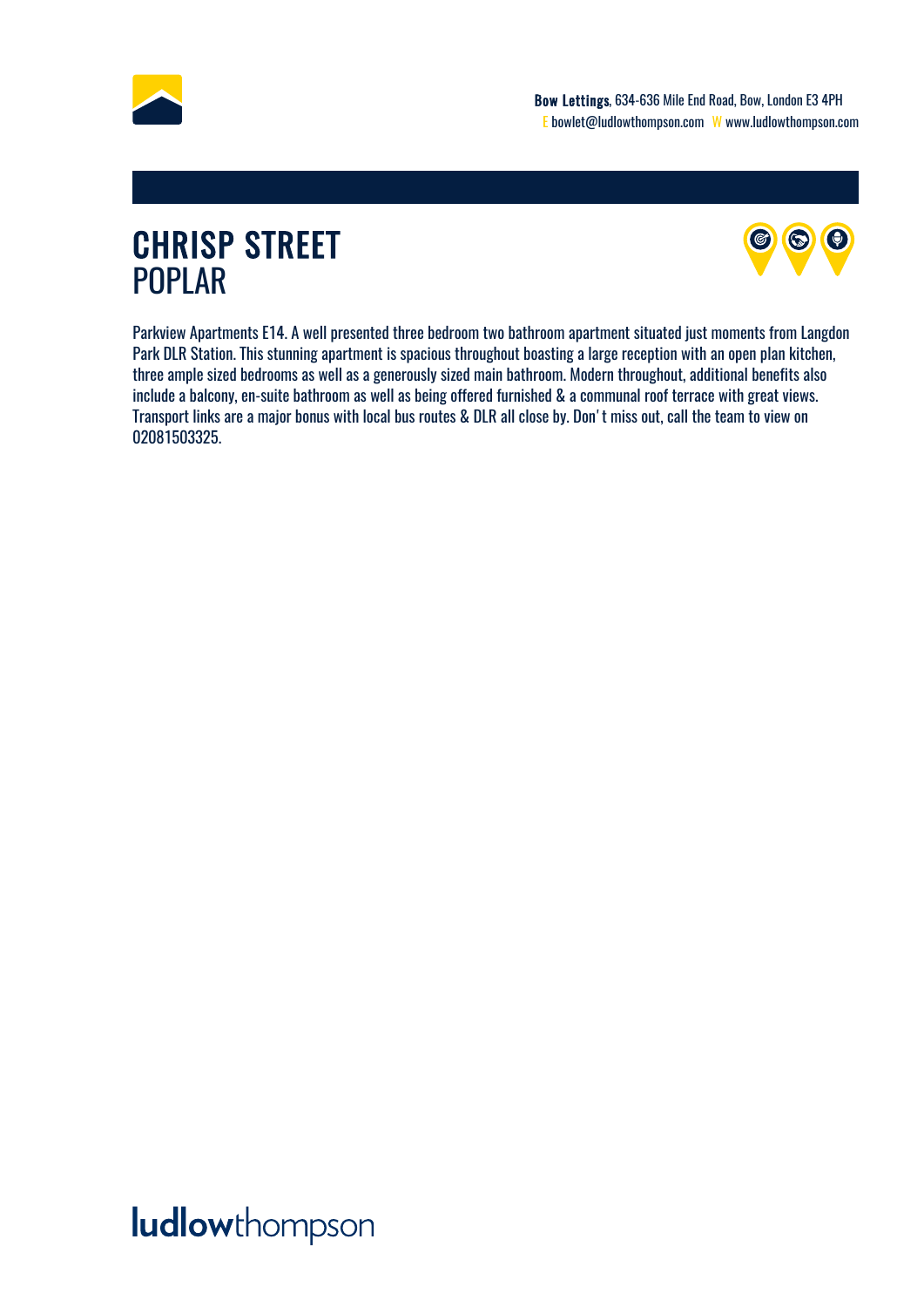# CHRISP STREET
## POPLAR

Parkview Apartments E14. A well presented three bedroom two bathroom apartment situated just moments from Langdon Park DLR Station. This stunning apartment is spacious throughout boasting a large reception with an open plan kitchen, three ample sized bedrooms as well as a generously sized main bathroom. Modern throughout, additional benefits also include a balcony, en-suite bathroom as well as being offered furnished & a communal roof terrace with great views. Transport links are a major bonus with local bus routes & DLR all close by. Don' t miss out, call the team to view on 02081503325.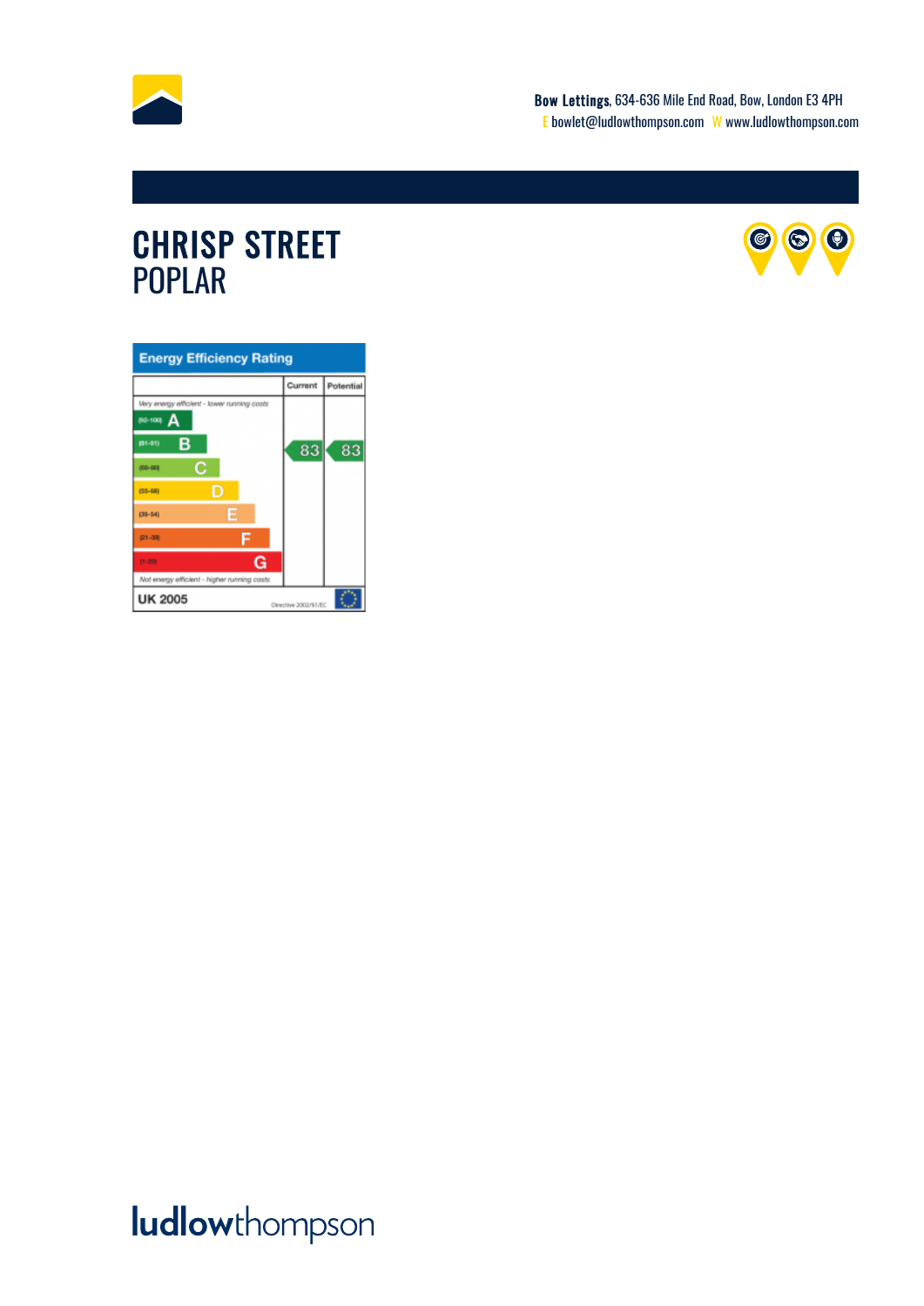**Bow Lettings**, 634-636 Mile End Road, Bow, London E3 4PH
E bowlet@ludlowthompson.com W www.ludlowthompson.com

# CHRISP STREET
## POPLAR

**Energy Efficiency Rating**

| | Current | Potential |
|---|---|---|
| *Very energy efficient - lower running costs* | | |
| (92-100) A | | |
| (81-91) B | 83 | 83 |
| (69-80) C | | |
| (55-68) D | | |
| (39-54) E | | |
| (21-38) F | | |
| (1-20) G | | |
| *Not energy efficient - higher running costs* | | |

UK 2005 — Directive 2002/91/EC

ludlowthompson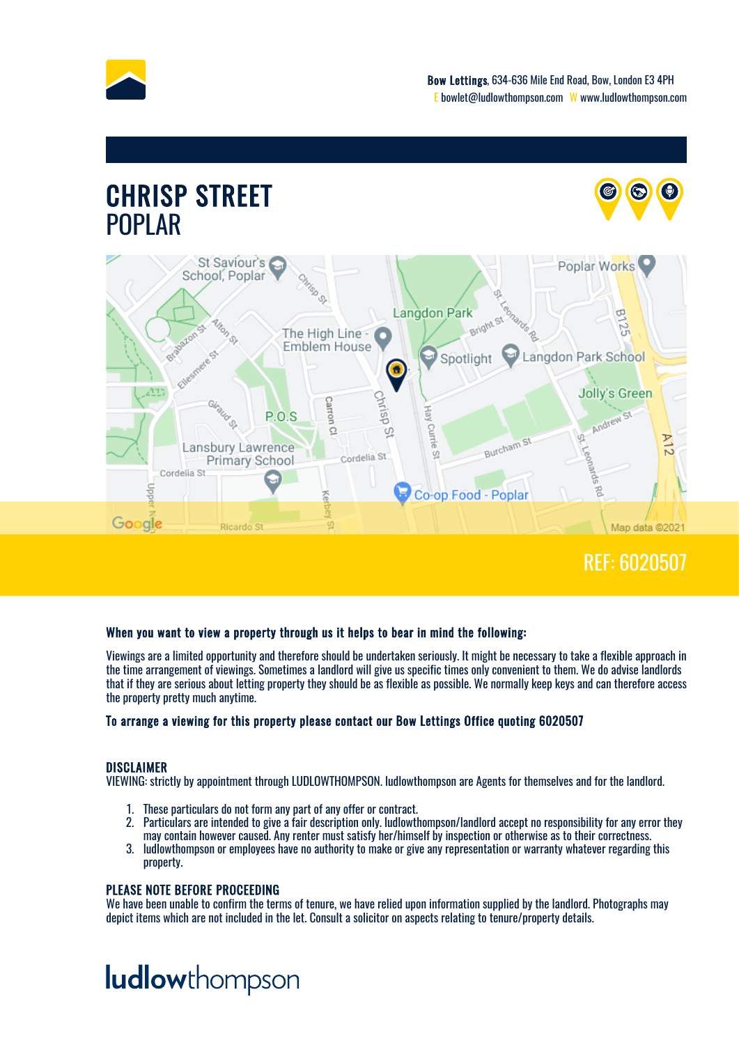**Bow Lettings**, 634-636 Mile End Road, Bow, London E3 4PH
E bowlet@ludlowthompson.com W www.ludlowthompson.com

# CHRISP STREET
## POPLAR

REF: 6020507

**When you want to view a property through us it helps to bear in mind the following:**

Viewings are a limited opportunity and therefore should be undertaken seriously. It might be necessary to take a flexible approach in the time arrangement of viewings. Sometimes a landlord will give us specific times only convenient to them. We do advise landlords that if they are serious about letting property they should be as flexible as possible. We normally keep keys and can therefore access the property pretty much anytime.

**To arrange a viewing for this property please contact our Bow Lettings Office quoting 6020507**

### DISCLAIMER

VIEWING: strictly by appointment through LUDLOWTHOMPSON. ludlowthompson are Agents for themselves and for the landlord.

1. These particulars do not form any part of any offer or contract.
2. Particulars are intended to give a fair description only. ludlowthompson/landlord accept no responsibility for any error they may contain however caused. Any renter must satisfy her/himself by inspection or otherwise as to their correctness.
3. ludlowthompson or employees have no authority to make or give any representation or warranty whatever regarding this property.

### PLEASE NOTE BEFORE PROCEEDING

We have been unable to confirm the terms of tenure, we have relied upon information supplied by the landlord. Photographs may depict items which are not included in the let. Consult a solicitor on aspects relating to tenure/property details.

ludlowthompson